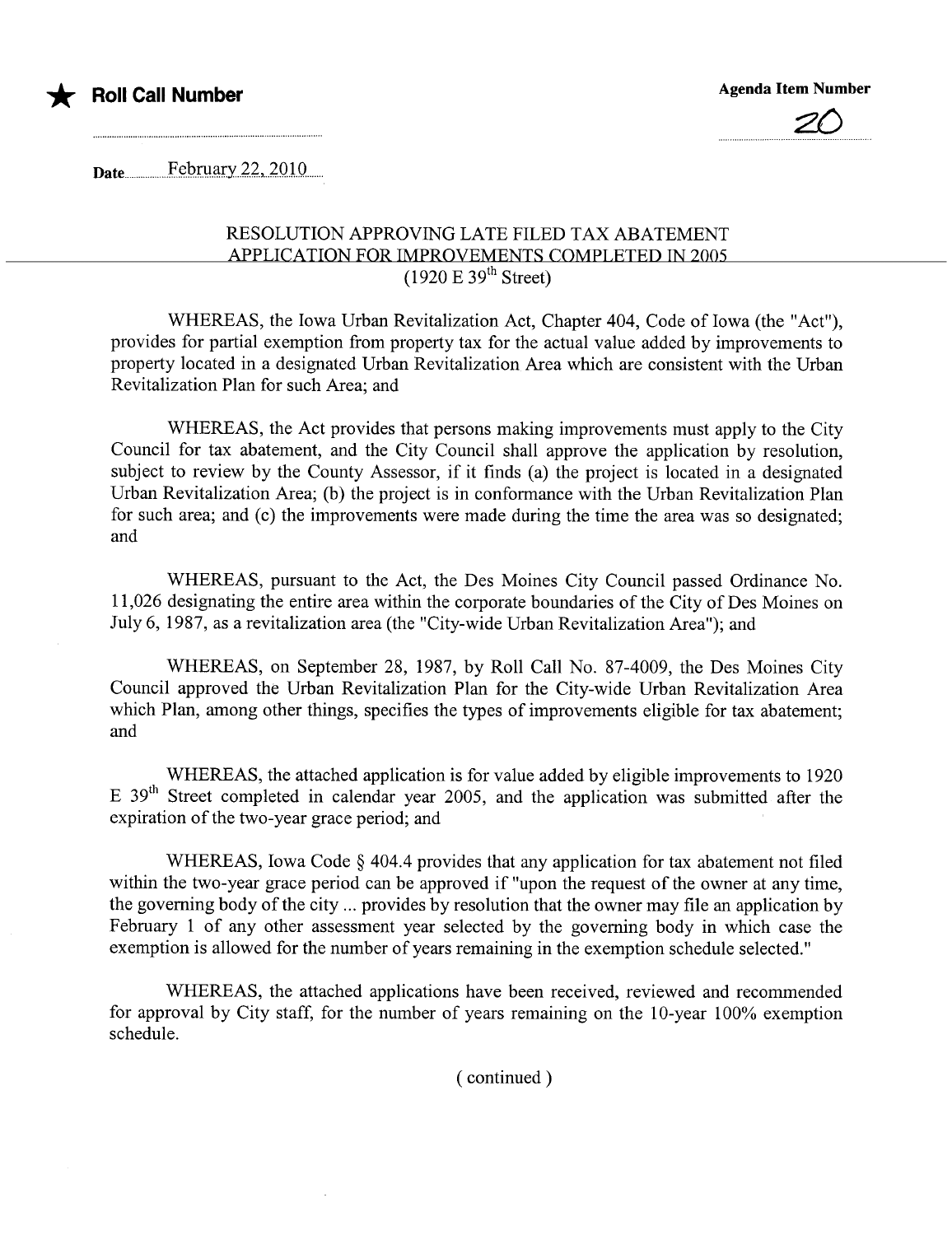★ **Roll Call Number**

**Agenda Item Number**

20

**Date** February 22, 2010

## RESOLUTION APPROVING LATE FILED TAX ABATEMENT APPLICATION FOR IMPROVEMENTS COMPLETED IN 2005 (1920 E 39th Street)

WHEREAS, the Iowa Urban Revitalization Act, Chapter 404, Code of Iowa (the "Act"), provides for partial exemption from property tax for the actual value added by improvements to property located in a designated Urban Revitalization Area which are consistent with the Urban Revitalization Plan for such Area; and

WHEREAS, the Act provides that persons making improvements must apply to the City Council for tax abatement, and the City Council shall approve the application by resolution, subject to review by the County Assessor, if it finds (a) the project is located in a designated Urban Revitalization Area; (b) the project is in conformance with the Urban Revitalization Plan for such area; and (c) the improvements were made during the time the area was so designated; and

WHEREAS, pursuant to the Act, the Des Moines City Council passed Ordinance No. 11,026 designating the entire area within the corporate boundaries of the City of Des Moines on July 6, 1987, as a revitalization area (the "City-wide Urban Revitalization Area"); and

WHEREAS, on September 28, 1987, by Roll Call No. 87-4009, the Des Moines City Council approved the Urban Revitalization Plan for the City-wide Urban Revitalization Area which Plan, among other things, specifies the types of improvements eligible for tax abatement; and

WHEREAS, the attached application is for value added by eligible improvements to 1920 E 39th Street completed in calendar year 2005, and the application was submitted after the expiration of the two-year grace period; and

WHEREAS, Iowa Code § 404.4 provides that any application for tax abatement not filed within the two-year grace period can be approved if "upon the request of the owner at any time, the governing body of the city ... provides by resolution that the owner may file an application by February 1 of any other assessment year selected by the governing body in which case the exemption is allowed for the number of years remaining in the exemption schedule selected."

WHEREAS, the attached applications have been received, reviewed and recommended for approval by City staff, for the number of years remaining on the 10-year 100% exemption schedule.

( continued )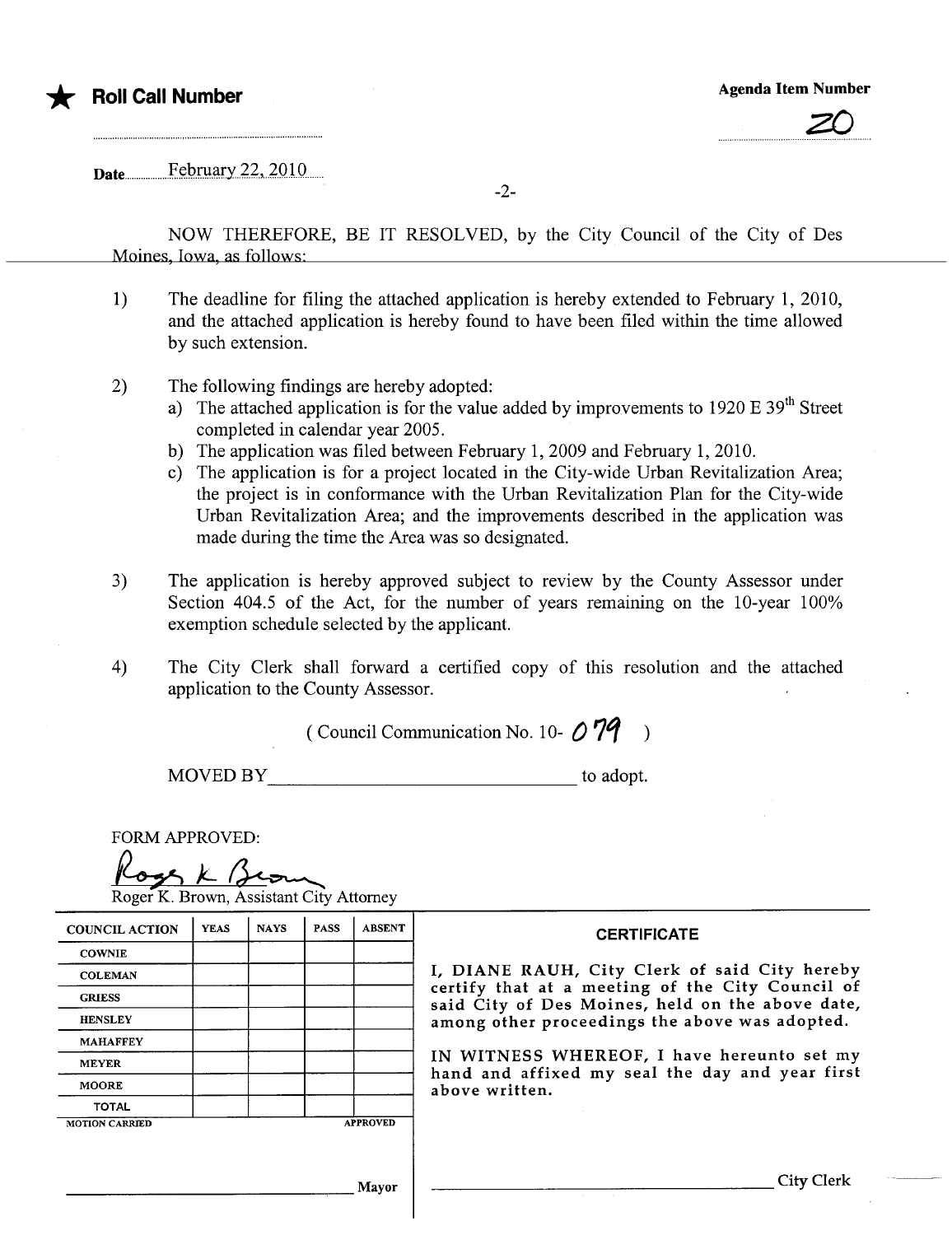★ **Roll Call Number**

**Agenda Item Number**

20

Date February 22, 2010

NOW THEREFORE, BE IT RESOLVED, by the City Council of the City of Des Moines, Iowa, as follows:

1) The deadline for filing the attached application is hereby extended to February 1, 2010, and the attached application is hereby found to have been filed within the time allowed by such extension.

2) The following findings are hereby adopted:
   a) The attached application is for the value added by improvements to 1920 E 39th Street completed in calendar year 2005.
   b) The application was filed between February 1, 2009 and February 1, 2010.
   c) The application is for a project located in the City-wide Urban Revitalization Area; the project is in conformance with the Urban Revitalization Plan for the City-wide Urban Revitalization Area; and the improvements described in the application was made during the time the Area was so designated.

3) The application is hereby approved subject to review by the County Assessor under Section 404.5 of the Act, for the number of years remaining on the 10-year 100% exemption schedule selected by the applicant.

4) The City Clerk shall forward a certified copy of this resolution and the attached application to the County Assessor.

( Council Communication No. 10- 079 )

MOVED BY ______________________________ to adopt.

FORM APPROVED:

Roger K. Brown, Assistant City Attorney

| COUNCIL ACTION | YEAS | NAYS | PASS | ABSENT |
|---|---|---|---|---|
| COWNIE | | | | |
| COLEMAN | | | | |
| GRIESS | | | | |
| HENSLEY | | | | |
| MAHAFFEY | | | | |
| MEYER | | | | |
| MOORE | | | | |
| TOTAL | | | | |
| MOTION CARRIED | | | | APPROVED |

______________________________ Mayor

**CERTIFICATE**

I, DIANE RAUH, City Clerk of said City hereby certify that at a meeting of the City Council of said City of Des Moines, held on the above date, among other proceedings the above was adopted.

IN WITNESS WHEREOF, I have hereunto set my hand and affixed my seal the day and year first above written.

______________________________ City Clerk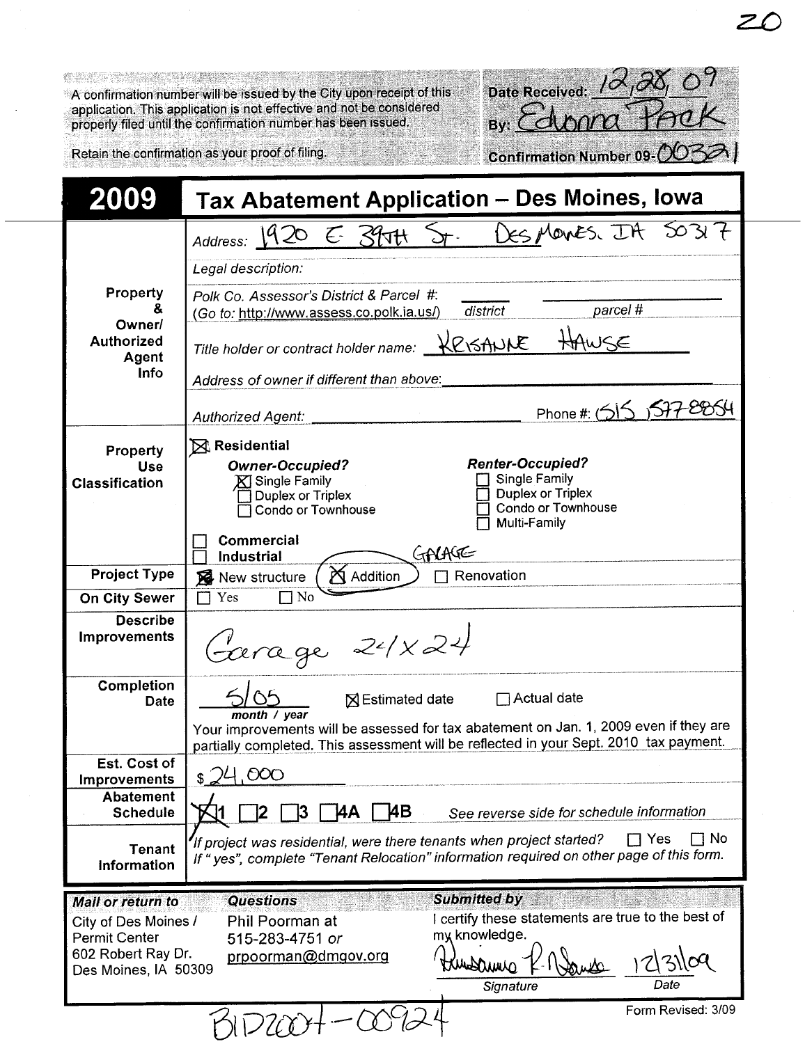20

A confirmation number will be issued by the City upon receipt of this application. This application is not effective and not be considered properly filed until the confirmation number has been issued.

Retain the confirmation as your proof of filing.

Date Received: 12/28/09
By: Edonna Pack
Confirmation Number 09-003211

# 2009 Tax Abatement Application – Des Moines, Iowa

| | |
|---|---|
| **Property & Owner/ Authorized Agent Info** | *Address:* 1920 E 39TH St. Des Moines, IA 50317 |
| | *Legal description:* |
| | *Polk Co. Assessor's District & Parcel #:* ______ district ______ parcel # (*Go to:* http://www.assess.co.polk.ia.us/) |
| | *Title holder or contract holder name:* KRISANNE HAWSE |
| | *Address of owner if different than above:* |
| | *Authorized Agent:* ______ Phone #: (515) 577-8854 |
| **Property Use Classification** | ☒ **Residential** |
| | ***Owner-Occupied?*** ☒ Single Family ☐ Duplex or Triplex ☐ Condo or Townhouse |
| | ***Renter-Occupied?*** ☐ Single Family ☐ Duplex or Triplex ☐ Condo or Townhouse ☐ Multi-Family |
| | ☐ **Commercial** ☐ **Industrial** |
| **Project Type** | ☒ New structure ☒ Addition (GARAGE) ☐ Renovation |
| **On City Sewer** | ☐ Yes ☐ No |
| **Describe Improvements** | Garage 24'x24 |
| **Completion Date** | 5/05 *month / year* ☒ Estimated date ☐ Actual date |
| | Your improvements will be assessed for tax abatement on Jan. 1, 2009 even if they are partially completed. This assessment will be reflected in your Sept. 2010 tax payment. |
| **Est. Cost of Improvements** | $ 24,000 |
| **Abatement Schedule** | ☒ **1** ☐ **2** ☐ **3** ☐ **4A** ☐ **4B** *See reverse side for schedule information* |
| **Tenant Information** | *If project was residential, were there tenants when project started?* ☐ Yes ☐ No |
| | *If "yes", complete "Tenant Relocation" information required on other page of this form.* |

| ***Mail or return to*** | ***Questions*** | ***Submitted by*** |
|---|---|---|
| City of Des Moines / Permit Center 602 Robert Ray Dr. Des Moines, IA 50309 | Phil Poorman at 515-283-4751 *or* prpoorman@dmgov.org | I certify these statements are true to the best of my knowledge. |
| | | [Signature] 12/31/09 |
| | | *Signature* *Date* |

BID2004-00924

Form Revised: 3/09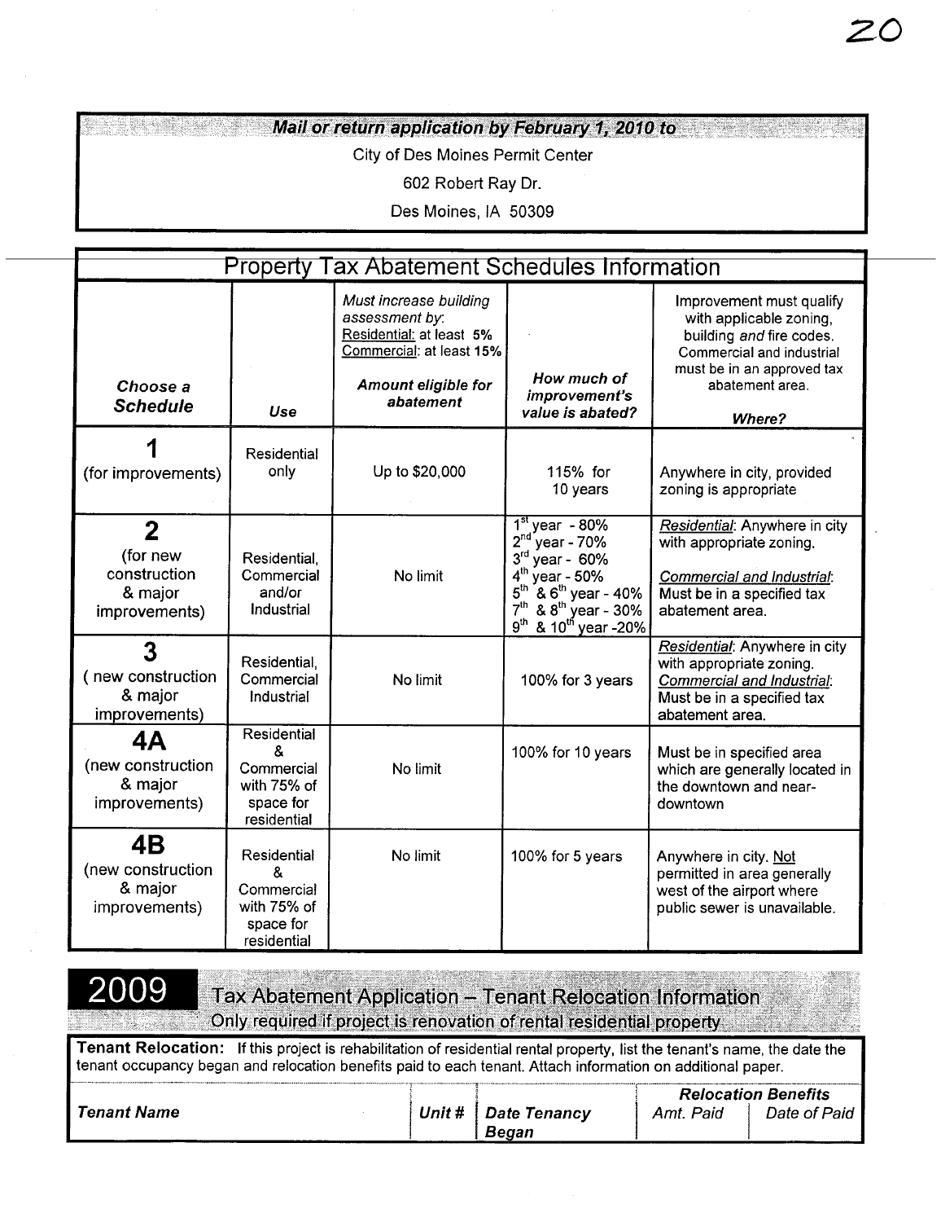**_Mail or return application by February 1, 2010 to_**

City of Des Moines Permit Center

602 Robert Ray Dr.

Des Moines, IA 50309

## Property Tax Abatement Schedules Information

| ***Choose a Schedule*** | ***Use*** | *Must increase building assessment by:* <br> *Residential:* at least **5%** <br> *Commercial:* at least **15%** <br> ***Amount eligible for abatement*** | ***How much of improvement's value is abated?*** | Improvement must qualify with applicable zoning, building *and* fire codes. Commercial and industrial must be in an approved tax abatement area. <br> ***Where?*** |
|---|---|---|---|---|
| **1** (for improvements) | Residential only | Up to $20,000 | 115% for 10 years | Anywhere in city, provided zoning is appropriate |
| **2** (for new construction & major improvements) | Residential, Commercial and/or Industrial | No limit | 1st year - 80% <br> 2nd year - 70% <br> 3rd year - 60% <br> 4th year - 50% <br> 5th & 6th year - 40% <br> 7th & 8th year - 30% <br> 9th & 10th year -20% | *Residential*: Anywhere in city with appropriate zoning. <br> *Commercial and Industrial*: Must be in a specified tax abatement area. |
| **3** ( new construction & major improvements) | Residential, Commercial Industrial | No limit | 100% for 3 years | *Residential*: Anywhere in city with appropriate zoning. <br> *Commercial and Industrial*: Must be in a specified tax abatement area. |
| **4A** (new construction & major improvements) | Residential & Commercial with 75% of space for residential | No limit | 100% for 10 years | Must be in specified area which are generally located in the downtown and near-downtown |
| **4B** (new construction & major improvements) | Residential & Commercial with 75% of space for residential | No limit | 100% for 5 years | Anywhere in city. Not permitted in area generally west of the airport where public sewer is unavailable. |

## 2009 Tax Abatement Application – Tenant Relocation Information

Only required if project is renovation of rental residential property

**Tenant Relocation:** If this project is rehabilitation of residential rental property, list the tenant's name, the date the tenant occupancy began and relocation benefits paid to each tenant. Attach information on additional paper.

| ***Tenant Name*** | ***Unit #*** | ***Date Tenancy Began*** | ***Relocation Benefits*** | |
|---|---|---|---|---|
| | | | Amt. Paid | Date of Paid |